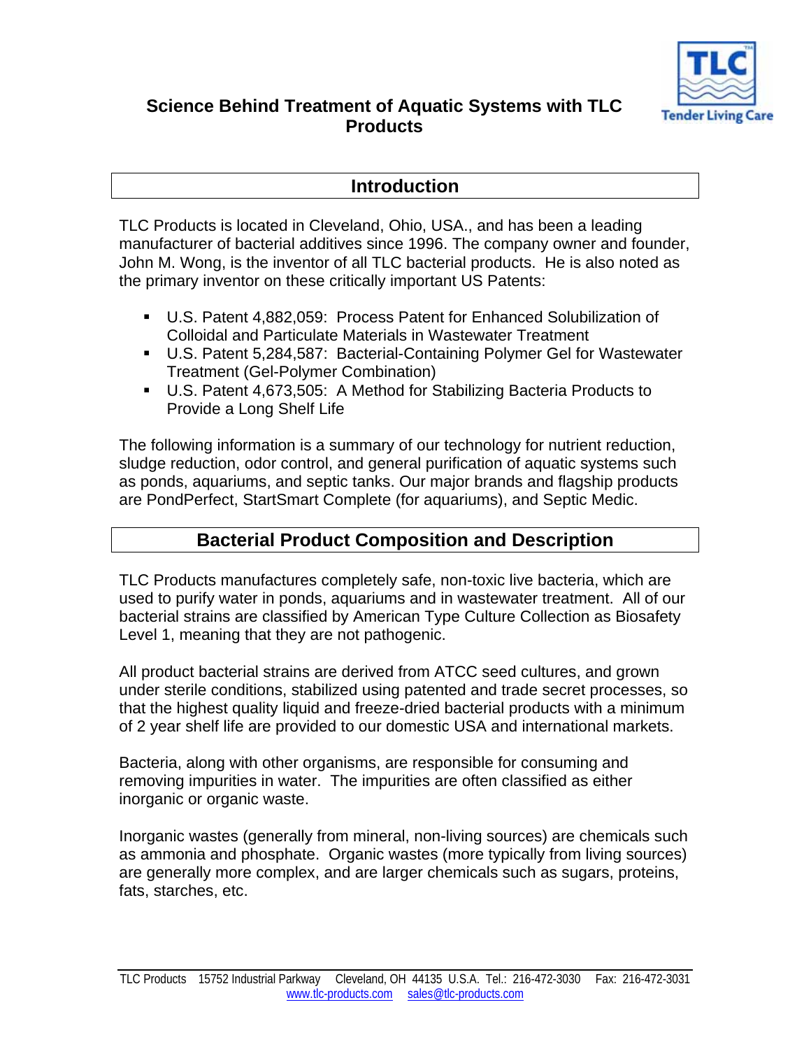# Science Behind Treatment of Aquatic Systems with TLC Products

## Introduction

TLC Products is located in Cleveland, Ohio, USA., and has been a leading manufacturer of bacterial additives since 1996. The company owner and founder, John M. Wong, is the inventor of all TLC bacterial products. He is also noted as the primary inventor on these critically important US Patents:

- U.S. Patent 4,882,059: Process Patent for Enhanced Solubilization of Colloidal and Particulate Materials in Wastewater Treatment
- U.S. Patent 5,284,587: Bacterial-Containing Polymer Gel for Wastewater Treatment (Gel-Polymer Combination)
- U.S. Patent 4,673,505: A Method for Stabilizing Bacteria Products to Provide a Long Shelf Life

The following information is a summary of our technology for nutrient reduction, sludge reduction, odor control, and general purification of aquatic systems such as ponds, aquariums, and septic tanks. Our major brands and flagship products are PondPerfect, StartSmart Complete (for aquariums), and Septic Medic.

## Bacterial Product Composition and Description

TLC Products manufactures completely safe, non-toxic live bacteria, which are used to purify water in ponds, aquariums and in wastewater treatment. All of our bacterial strains are classified by American Type Culture Collection as Biosafety Level 1, meaning that they are not pathogenic.

All product bacterial strains are derived from ATCC seed cultures, and grown under sterile conditions, stabilized using patented and trade secret processes, so that the highest quality liquid and freeze-dried bacterial products with a minimum of 2 year shelf life are provided to our domestic USA and international markets.

Bacteria, along with other organisms, are responsible for consuming and removing impurities in water. The impurities are often classified as either inorganic or organic waste.

Inorganic wastes (generally from mineral, non-living sources) are chemicals such as ammonia and phosphate. Organic wastes (more typically from living sources) are generally more complex, and are larger chemicals such as sugars, proteins, fats, starches, etc.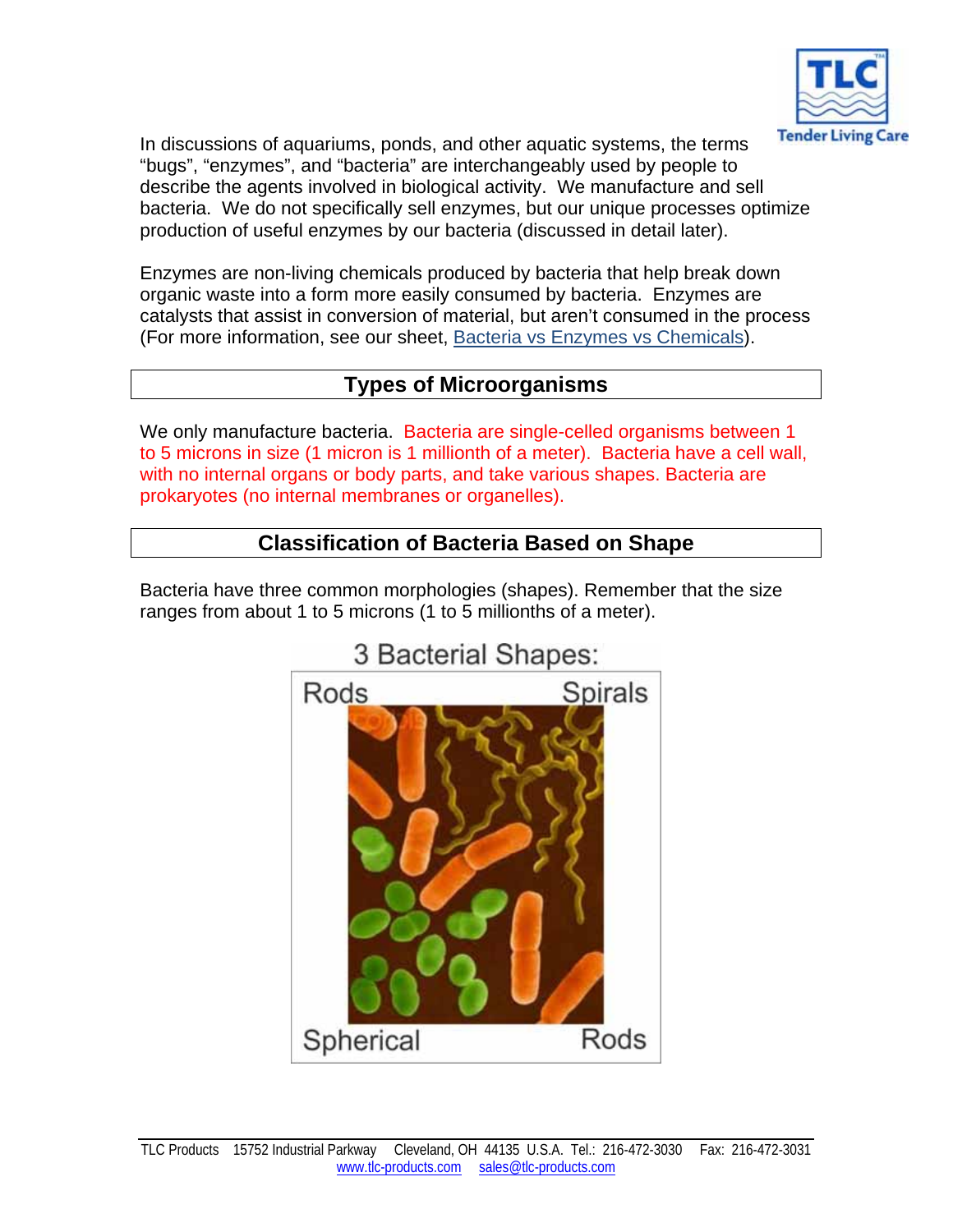In discussions of aquariums, ponds, and other aquatic systems, the terms "bugs", "enzymes", and "bacteria" are interchangeably used by people to describe the agents involved in biological activity. We manufacture and sell bacteria. We do not specifically sell enzymes, but our unique processes optimize production of useful enzymes by our bacteria (discussed in detail later).

Enzymes are non-living chemicals produced by bacteria that help break down organic waste into a form more easily consumed by bacteria. Enzymes are catalysts that assist in conversion of material, but aren't consumed in the process (For more information, see our sheet, Bacteria vs Enzymes vs Chemicals).

## Types of Microorganisms

We only manufacture bacteria. Bacteria are single-celled organisms between 1 to 5 microns in size (1 micron is 1 millionth of a meter). Bacteria have a cell wall, with no internal organs or body parts, and take various shapes. Bacteria are prokaryotes (no internal membranes or organelles).

## Classification of Bacteria Based on Shape

Bacteria have three common morphologies (shapes). Remember that the size ranges from about 1 to 5 microns (1 to 5 millionths of a meter).

3 Bacterial Shapes:

Rods | Spirals | Spherical | Rods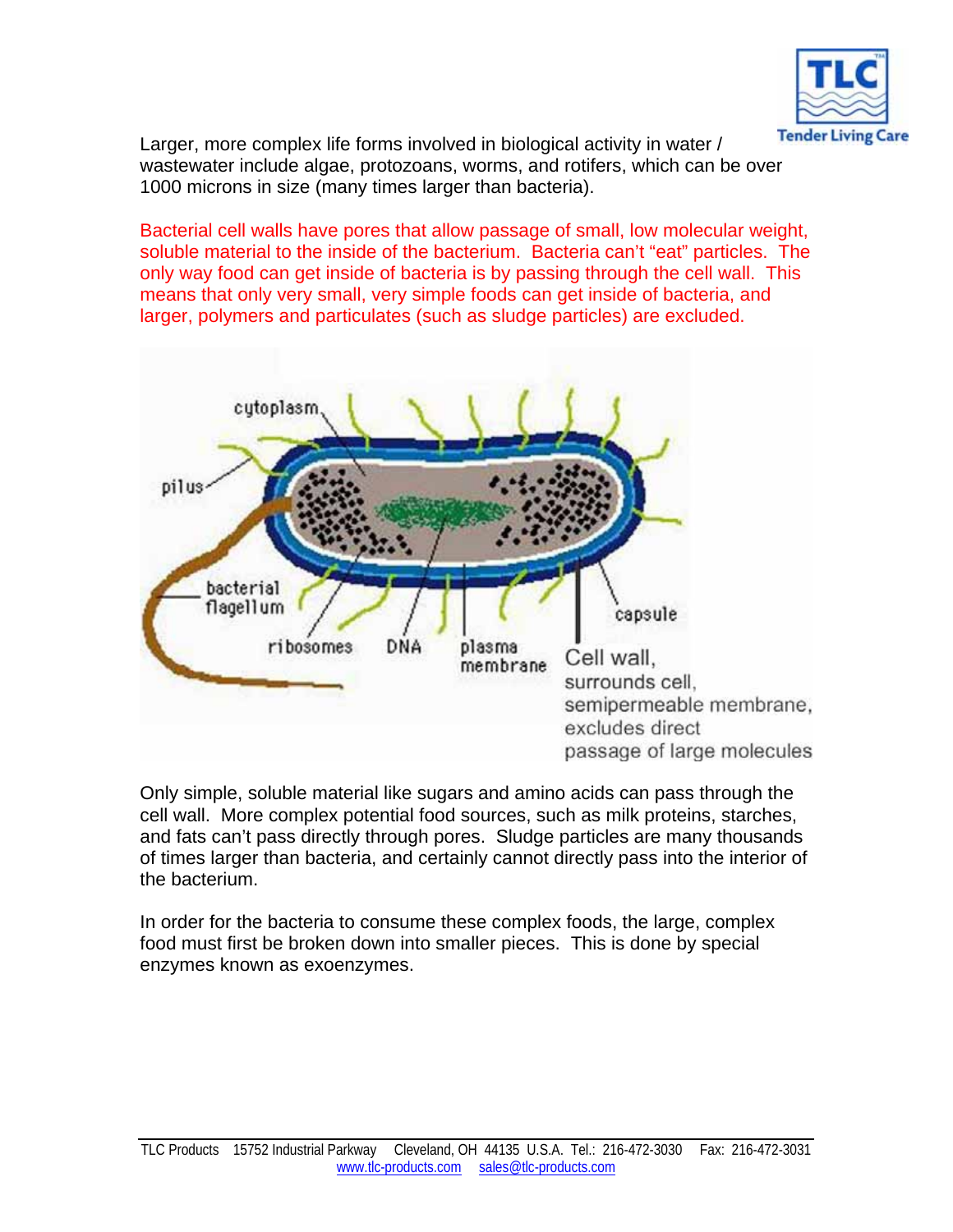Larger, more complex life forms involved in biological activity in water / wastewater include algae, protozoans, worms, and rotifers, which can be over 1000 microns in size (many times larger than bacteria).

Bacterial cell walls have pores that allow passage of small, low molecular weight, soluble material to the inside of the bacterium. Bacteria can't "eat" particles. The only way food can get inside of bacteria is by passing through the cell wall. This means that only very small, very simple foods can get inside of bacteria, and larger, polymers and particulates (such as sludge particles) are excluded.

cytoplasm, pilus, bacterial flagellum, ribosomes, DNA, plasma membrane, capsule

Cell wall, surrounds cell, semipermeable membrane, excludes direct passage of large molecules

Only simple, soluble material like sugars and amino acids can pass through the cell wall. More complex potential food sources, such as milk proteins, starches, and fats can't pass directly through pores. Sludge particles are many thousands of times larger than bacteria, and certainly cannot directly pass into the interior of the bacterium.

In order for the bacteria to consume these complex foods, the large, complex food must first be broken down into smaller pieces. This is done by special enzymes known as exoenzymes.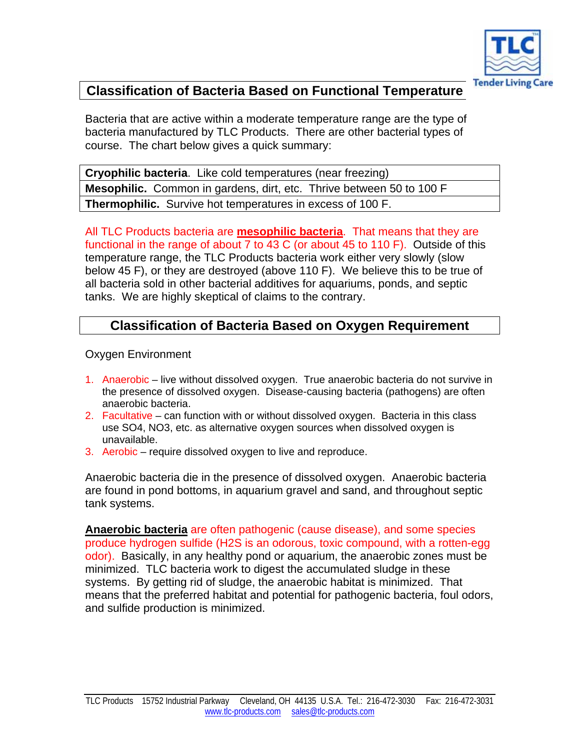## Classification of Bacteria Based on Functional Temperature

Bacteria that are active within a moderate temperature range are the type of bacteria manufactured by TLC Products. There are other bacterial types of course. The chart below gives a quick summary:

| **Cryophilic bacteria**. Like cold temperatures (near freezing) |
|---|
| **Mesophilic.** Common in gardens, dirt, etc. Thrive between 50 to 100 F |
| **Thermophilic.** Survive hot temperatures in excess of 100 F. |

All TLC Products bacteria are **mesophilic bacteria**. That means that they are functional in the range of about 7 to 43 C (or about 45 to 110 F). Outside of this temperature range, the TLC Products bacteria work either very slowly (slow below 45 F), or they are destroyed (above 110 F). We believe this to be true of all bacteria sold in other bacterial additives for aquariums, ponds, and septic tanks. We are highly skeptical of claims to the contrary.

## Classification of Bacteria Based on Oxygen Requirement

Oxygen Environment

1. Anaerobic – live without dissolved oxygen. True anaerobic bacteria do not survive in the presence of dissolved oxygen. Disease-causing bacteria (pathogens) are often anaerobic bacteria.
2. Facultative – can function with or without dissolved oxygen. Bacteria in this class use $SO_4$, $NO_3$, etc. as alternative oxygen sources when dissolved oxygen is unavailable.
3. Aerobic – require dissolved oxygen to live and reproduce.

Anaerobic bacteria die in the presence of dissolved oxygen. Anaerobic bacteria are found in pond bottoms, in aquarium gravel and sand, and throughout septic tank systems.

**Anaerobic bacteria** are often pathogenic (cause disease), and some species produce hydrogen sulfide ($H_2S$ is an odorous, toxic compound, with a rotten-egg odor). Basically, in any healthy pond or aquarium, the anaerobic zones must be minimized. TLC bacteria work to digest the accumulated sludge in these systems. By getting rid of sludge, the anaerobic habitat is minimized. That means that the preferred habitat and potential for pathogenic bacteria, foul odors, and sulfide production is minimized.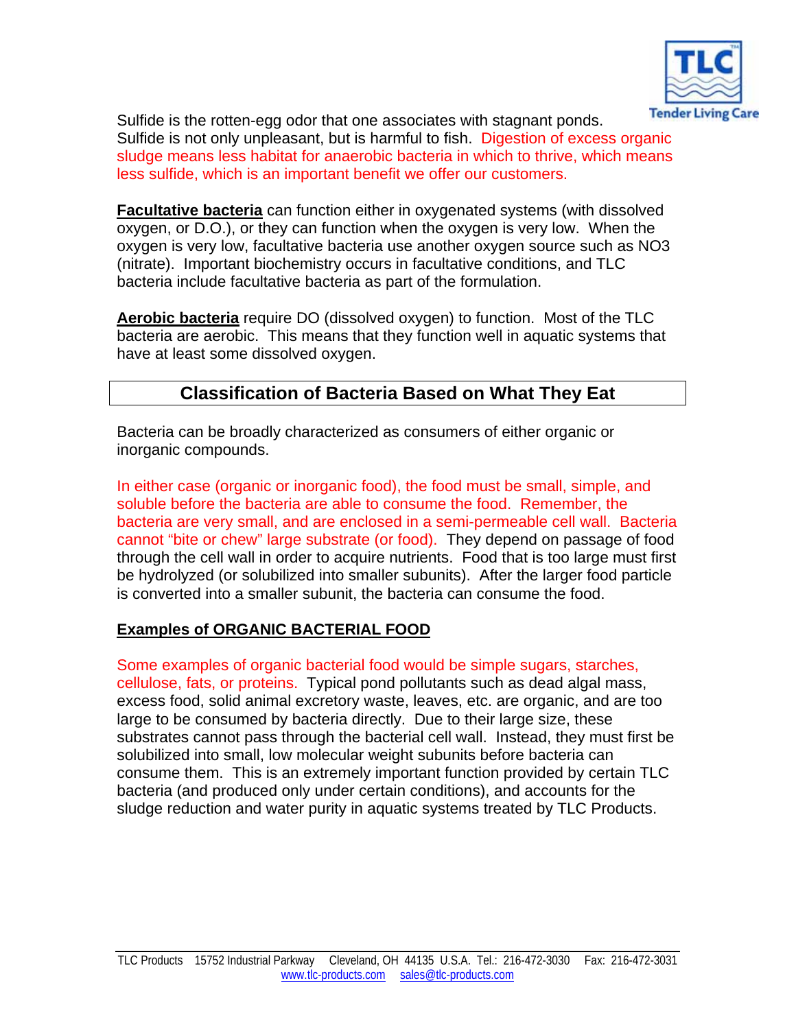Sulfide is the rotten-egg odor that one associates with stagnant ponds. Sulfide is not only unpleasant, but is harmful to fish. Digestion of excess organic sludge means less habitat for anaerobic bacteria in which to thrive, which means less sulfide, which is an important benefit we offer our customers.

**Facultative bacteria** can function either in oxygenated systems (with dissolved oxygen, or D.O.), or they can function when the oxygen is very low. When the oxygen is very low, facultative bacteria use another oxygen source such as $NO_3$ (nitrate). Important biochemistry occurs in facultative conditions, and TLC bacteria include facultative bacteria as part of the formulation.

**Aerobic bacteria** require DO (dissolved oxygen) to function. Most of the TLC bacteria are aerobic. This means that they function well in aquatic systems that have at least some dissolved oxygen.

## Classification of Bacteria Based on What They Eat

Bacteria can be broadly characterized as consumers of either organic or inorganic compounds.

In either case (organic or inorganic food), the food must be small, simple, and soluble before the bacteria are able to consume the food. Remember, the bacteria are very small, and are enclosed in a semi-permeable cell wall. Bacteria cannot "bite or chew" large substrate (or food). They depend on passage of food through the cell wall in order to acquire nutrients. Food that is too large must first be hydrolyzed (or solubilized into smaller subunits). After the larger food particle is converted into a smaller subunit, the bacteria can consume the food.

### Examples of ORGANIC BACTERIAL FOOD

Some examples of organic bacterial food would be simple sugars, starches, cellulose, fats, or proteins. Typical pond pollutants such as dead algal mass, excess food, solid animal excretory waste, leaves, etc. are organic, and are too large to be consumed by bacteria directly. Due to their large size, these substrates cannot pass through the bacterial cell wall. Instead, they must first be solubilized into small, low molecular weight subunits before bacteria can consume them. This is an extremely important function provided by certain TLC bacteria (and produced only under certain conditions), and accounts for the sludge reduction and water purity in aquatic systems treated by TLC Products.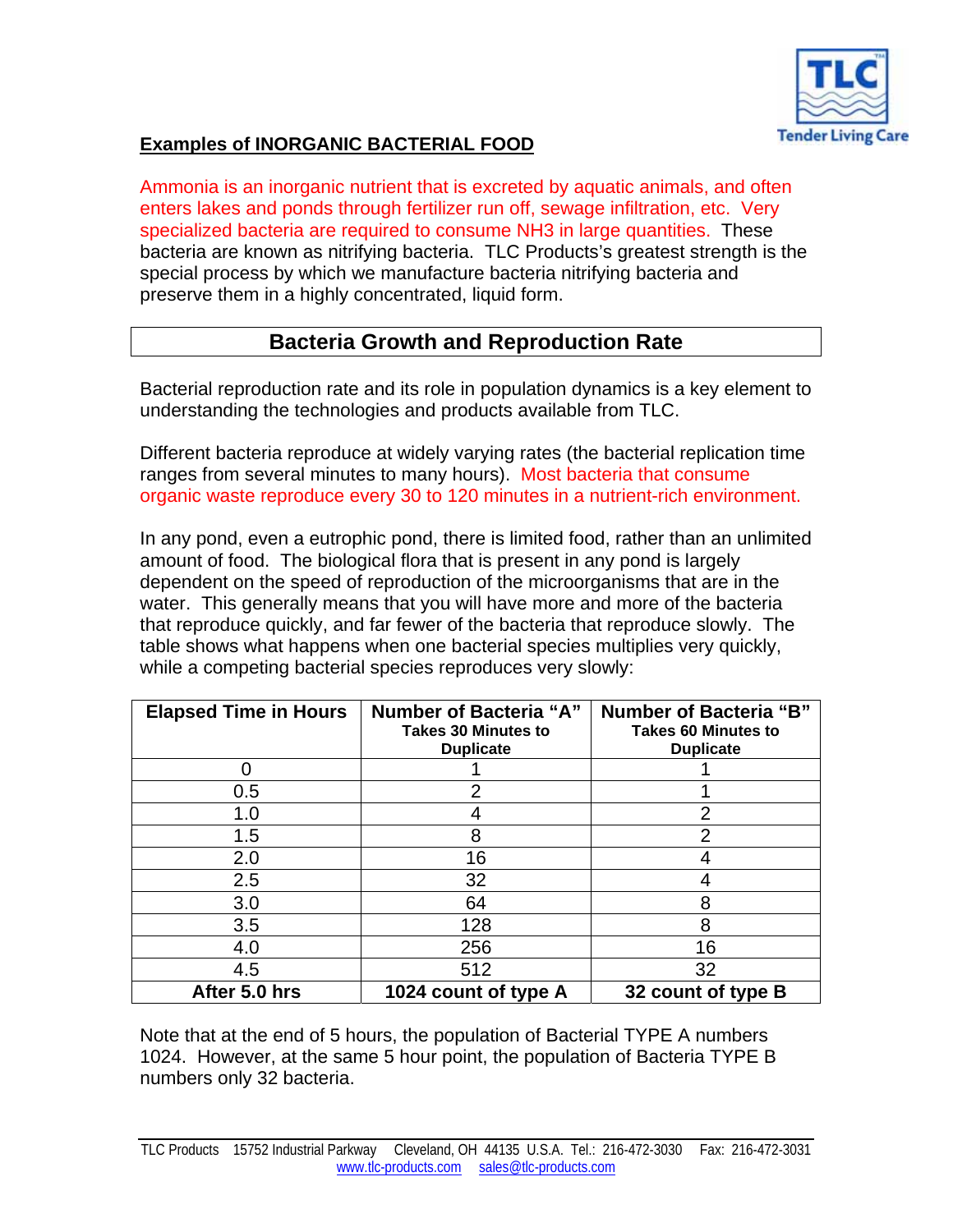## Examples of INORGANIC BACTERIAL FOOD

Ammonia is an inorganic nutrient that is excreted by aquatic animals, and often enters lakes and ponds through fertilizer run off, sewage infiltration, etc. Very specialized bacteria are required to consume $NH_3$ in large quantities. These bacteria are known as nitrifying bacteria. TLC Products's greatest strength is the special process by which we manufacture bacteria nitrifying bacteria and preserve them in a highly concentrated, liquid form.

## Bacteria Growth and Reproduction Rate

Bacterial reproduction rate and its role in population dynamics is a key element to understanding the technologies and products available from TLC.

Different bacteria reproduce at widely varying rates (the bacterial replication time ranges from several minutes to many hours). Most bacteria that consume organic waste reproduce every 30 to 120 minutes in a nutrient-rich environment.

In any pond, even a eutrophic pond, there is limited food, rather than an unlimited amount of food. The biological flora that is present in any pond is largely dependent on the speed of reproduction of the microorganisms that are in the water. This generally means that you will have more and more of the bacteria that reproduce quickly, and far fewer of the bacteria that reproduce slowly. The table shows what happens when one bacterial species multiplies very quickly, while a competing bacterial species reproduces very slowly:

| Elapsed Time in Hours | Number of Bacteria "A" Takes 30 Minutes to Duplicate | Number of Bacteria "B" Takes 60 Minutes to Duplicate |
|---|---|---|
| 0 | 1 | 1 |
| 0.5 | 2 | 1 |
| 1.0 | 4 | 2 |
| 1.5 | 8 | 2 |
| 2.0 | 16 | 4 |
| 2.5 | 32 | 4 |
| 3.0 | 64 | 8 |
| 3.5 | 128 | 8 |
| 4.0 | 256 | 16 |
| 4.5 | 512 | 32 |
| **After 5.0 hrs** | **1024 count of type A** | **32 count of type B** |

Note that at the end of 5 hours, the population of Bacterial TYPE A numbers 1024. However, at the same 5 hour point, the population of Bacteria TYPE B numbers only 32 bacteria.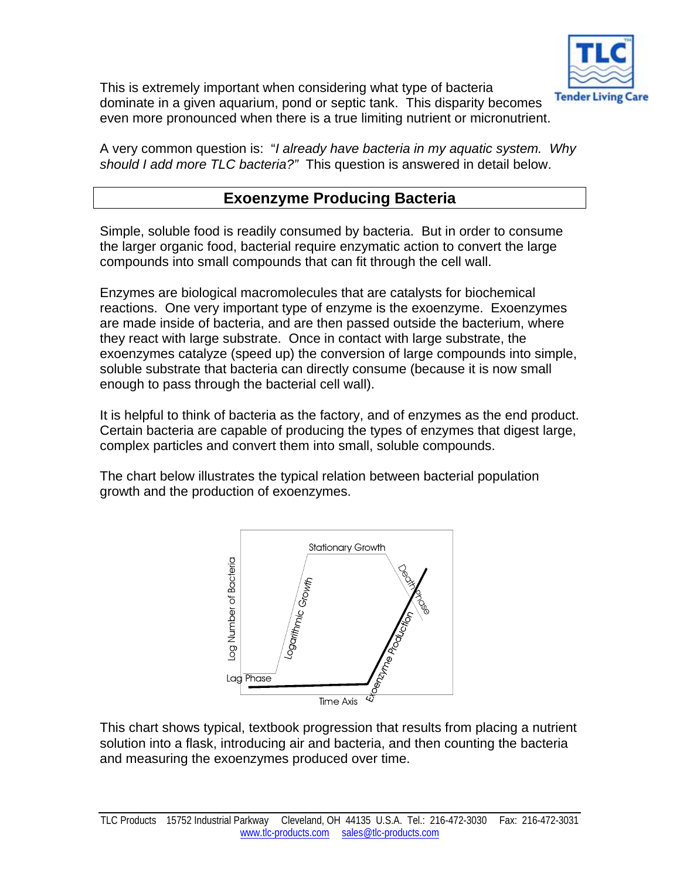This is extremely important when considering what type of bacteria dominate in a given aquarium, pond or septic tank. This disparity becomes even more pronounced when there is a true limiting nutrient or micronutrient.

A very common question is: "*I already have bacteria in my aquatic system. Why should I add more TLC bacteria?*" This question is answered in detail below.

## Exoenzyme Producing Bacteria

Simple, soluble food is readily consumed by bacteria. But in order to consume the larger organic food, bacterial require enzymatic action to convert the large compounds into small compounds that can fit through the cell wall.

Enzymes are biological macromolecules that are catalysts for biochemical reactions. One very important type of enzyme is the exoenzyme. Exoenzymes are made inside of bacteria, and are then passed outside the bacterium, where they react with large substrate. Once in contact with large substrate, the exoenzymes catalyze (speed up) the conversion of large compounds into simple, soluble substrate that bacteria can directly consume (because it is now small enough to pass through the bacterial cell wall).

It is helpful to think of bacteria as the factory, and of enzymes as the end product. Certain bacteria are capable of producing the types of enzymes that digest large, complex particles and convert them into small, soluble compounds.

The chart below illustrates the typical relation between bacterial population growth and the production of exoenzymes.

This chart shows typical, textbook progression that results from placing a nutrient solution into a flask, introducing air and bacteria, and then counting the bacteria and measuring the exoenzymes produced over time.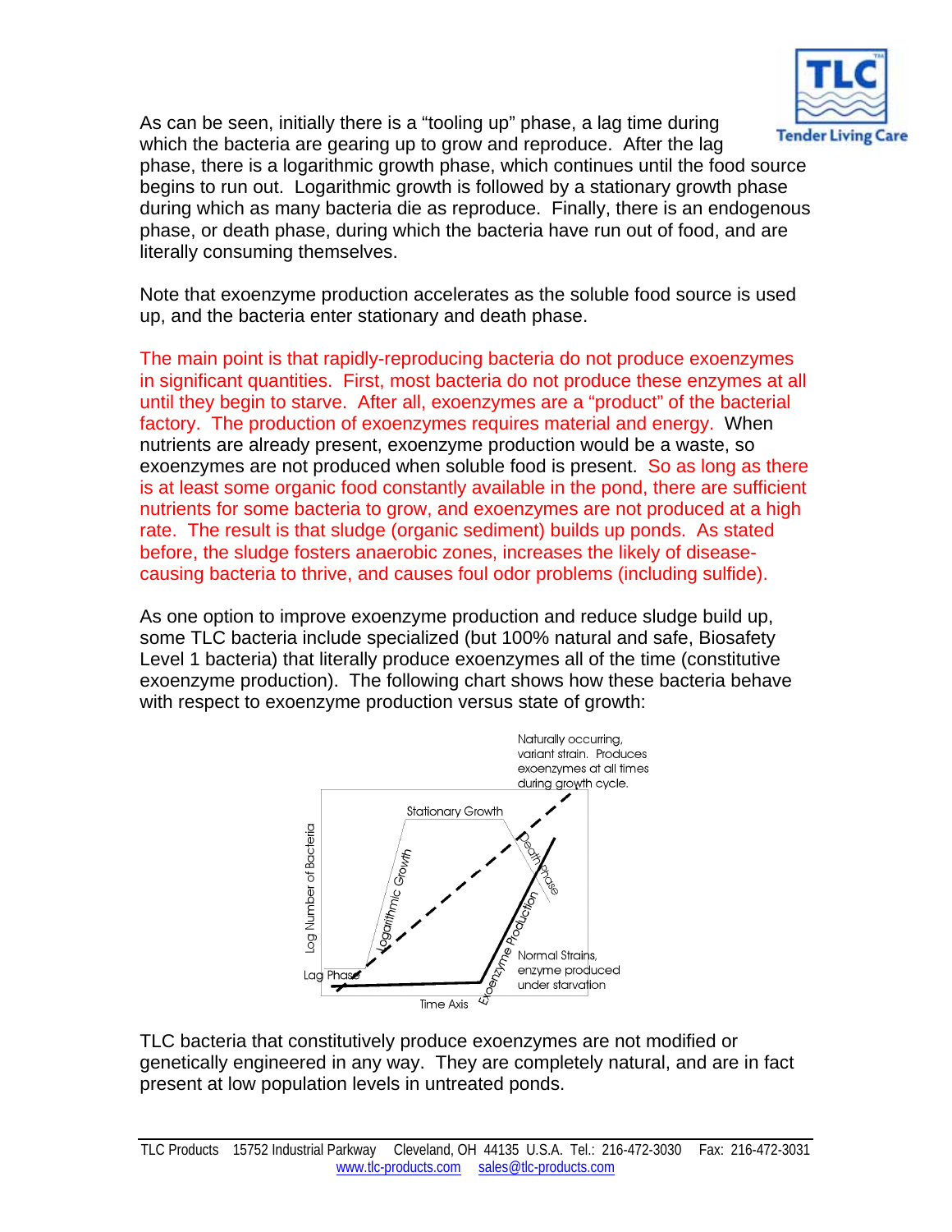As can be seen, initially there is a "tooling up" phase, a lag time during which the bacteria are gearing up to grow and reproduce. After the lag phase, there is a logarithmic growth phase, which continues until the food source begins to run out. Logarithmic growth is followed by a stationary growth phase during which as many bacteria die as reproduce. Finally, there is an endogenous phase, or death phase, during which the bacteria have run out of food, and are literally consuming themselves.

Note that exoenzyme production accelerates as the soluble food source is used up, and the bacteria enter stationary and death phase.

The main point is that rapidly-reproducing bacteria do not produce exoenzymes in significant quantities. First, most bacteria do not produce these enzymes at all until they begin to starve. After all, exoenzymes are a "product" of the bacterial factory. The production of exoenzymes requires material and energy. When nutrients are already present, exoenzyme production would be a waste, so exoenzymes are not produced when soluble food is present. So as long as there is at least some organic food constantly available in the pond, there are sufficient nutrients for some bacteria to grow, and exoenzymes are not produced at a high rate. The result is that sludge (organic sediment) builds up ponds. As stated before, the sludge fosters anaerobic zones, increases the likely of disease-causing bacteria to thrive, and causes foul odor problems (including sulfide).

As one option to improve exoenzyme production and reduce sludge build up, some TLC bacteria include specialized (but 100% natural and safe, Biosafety Level 1 bacteria) that literally produce exoenzymes all of the time (constitutive exoenzyme production). The following chart shows how these bacteria behave with respect to exoenzyme production versus state of growth:

Naturally occurring, variant strain. Produces exoenzymes at all times during growth cycle.

Stationary Growth

Log Number of Bacteria

Logarithmic Growth

Death phase

Exoenzyme Production

Lag Phase

Normal Strains, enzyme produced under starvation

Time Axis

TLC bacteria that constitutively produce exoenzymes are not modified or genetically engineered in any way. They are completely natural, and are in fact present at low population levels in untreated ponds.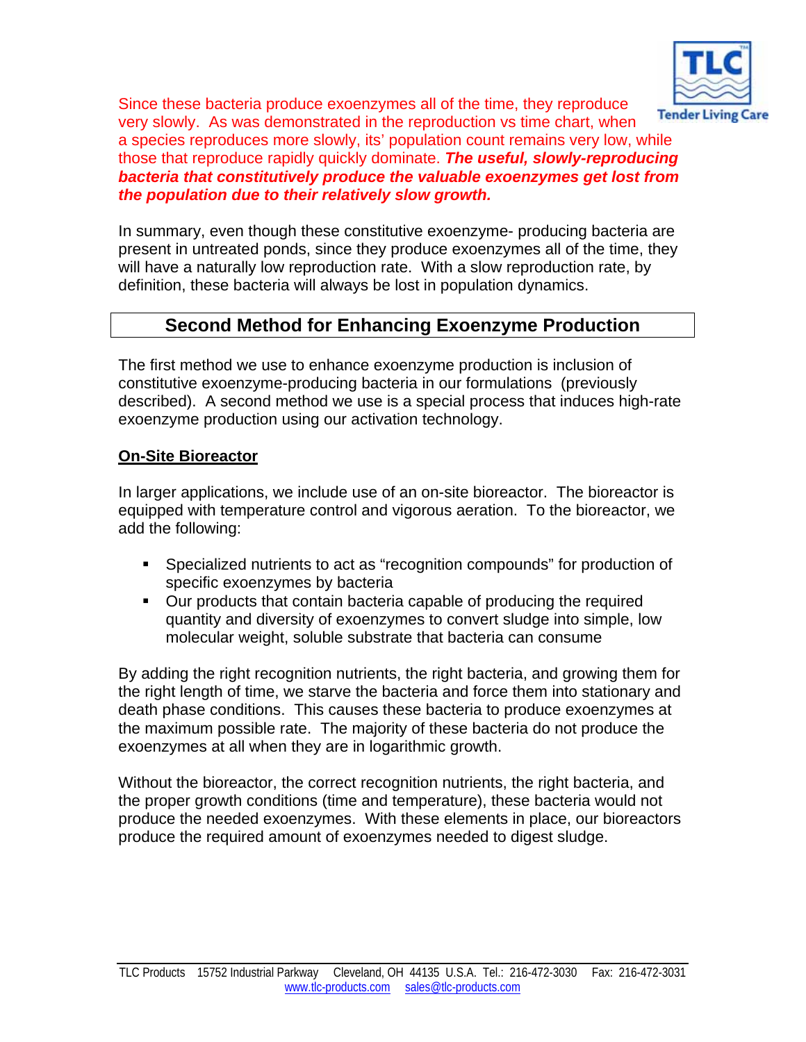Since these bacteria produce exoenzymes all of the time, they reproduce very slowly. As was demonstrated in the reproduction vs time chart, when a species reproduces more slowly, its' population count remains very low, while those that reproduce rapidly quickly dominate. ***The useful, slowly-reproducing bacteria that constitutively produce the valuable exoenzymes get lost from the population due to their relatively slow growth.***

In summary, even though these constitutive exoenzyme- producing bacteria are present in untreated ponds, since they produce exoenzymes all of the time, they will have a naturally low reproduction rate. With a slow reproduction rate, by definition, these bacteria will always be lost in population dynamics.

## Second Method for Enhancing Exoenzyme Production

The first method we use to enhance exoenzyme production is inclusion of constitutive exoenzyme-producing bacteria in our formulations (previously described). A second method we use is a special process that induces high-rate exoenzyme production using our activation technology.

### On-Site Bioreactor

In larger applications, we include use of an on-site bioreactor. The bioreactor is equipped with temperature control and vigorous aeration. To the bioreactor, we add the following:

- Specialized nutrients to act as "recognition compounds" for production of specific exoenzymes by bacteria
- Our products that contain bacteria capable of producing the required quantity and diversity of exoenzymes to convert sludge into simple, low molecular weight, soluble substrate that bacteria can consume

By adding the right recognition nutrients, the right bacteria, and growing them for the right length of time, we starve the bacteria and force them into stationary and death phase conditions. This causes these bacteria to produce exoenzymes at the maximum possible rate. The majority of these bacteria do not produce the exoenzymes at all when they are in logarithmic growth.

Without the bioreactor, the correct recognition nutrients, the right bacteria, and the proper growth conditions (time and temperature), these bacteria would not produce the needed exoenzymes. With these elements in place, our bioreactors produce the required amount of exoenzymes needed to digest sludge.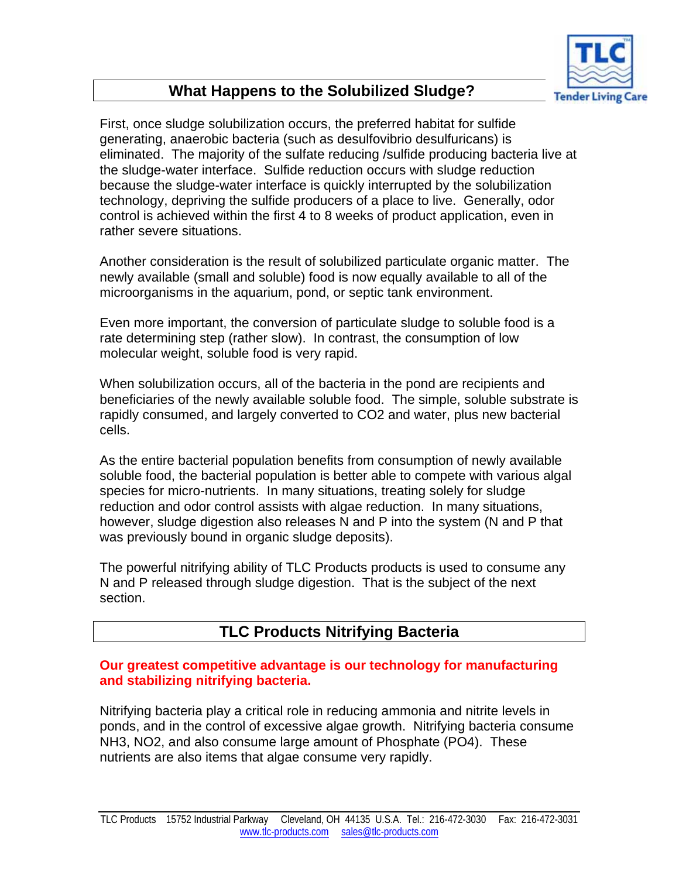## What Happens to the Solubilized Sludge?

First, once sludge solubilization occurs, the preferred habitat for sulfide generating, anaerobic bacteria (such as desulfovibrio desulfuricans) is eliminated. The majority of the sulfate reducing /sulfide producing bacteria live at the sludge-water interface. Sulfide reduction occurs with sludge reduction because the sludge-water interface is quickly interrupted by the solubilization technology, depriving the sulfide producers of a place to live. Generally, odor control is achieved within the first 4 to 8 weeks of product application, even in rather severe situations.

Another consideration is the result of solubilized particulate organic matter. The newly available (small and soluble) food is now equally available to all of the microorganisms in the aquarium, pond, or septic tank environment.

Even more important, the conversion of particulate sludge to soluble food is a rate determining step (rather slow). In contrast, the consumption of low molecular weight, soluble food is very rapid.

When solubilization occurs, all of the bacteria in the pond are recipients and beneficiaries of the newly available soluble food. The simple, soluble substrate is rapidly consumed, and largely converted to $CO2$ and water, plus new bacterial cells.

As the entire bacterial population benefits from consumption of newly available soluble food, the bacterial population is better able to compete with various algal species for micro-nutrients. In many situations, treating solely for sludge reduction and odor control assists with algae reduction. In many situations, however, sludge digestion also releases N and P into the system (N and P that was previously bound in organic sludge deposits).

The powerful nitrifying ability of TLC Products products is used to consume any N and P released through sludge digestion. That is the subject of the next section.

## TLC Products Nitrifying Bacteria

**Our greatest competitive advantage is our technology for manufacturing and stabilizing nitrifying bacteria.**

Nitrifying bacteria play a critical role in reducing ammonia and nitrite levels in ponds, and in the control of excessive algae growth. Nitrifying bacteria consume $NH3$, $NO2$, and also consume large amount of Phosphate ($PO4$). These nutrients are also items that algae consume very rapidly.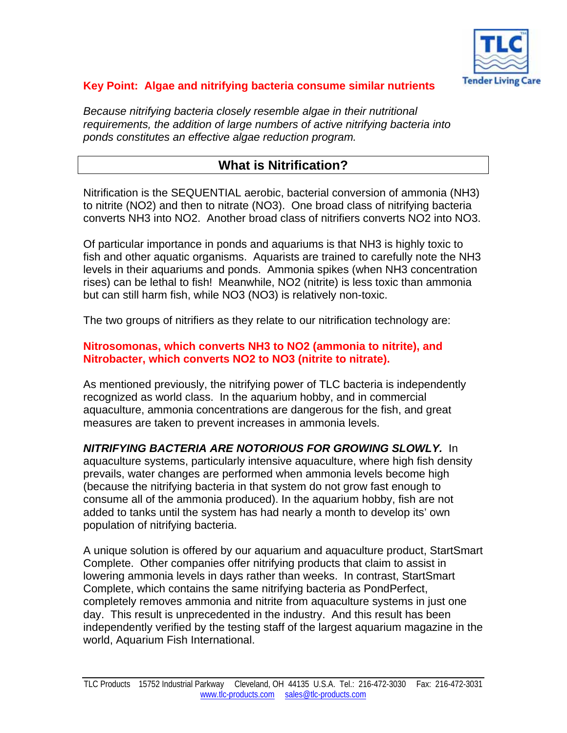**Key Point: Algae and nitrifying bacteria consume similar nutrients**

*Because nitrifying bacteria closely resemble algae in their nutritional requirements, the addition of large numbers of active nitrifying bacteria into ponds constitutes an effective algae reduction program.*

## What is Nitrification?

Nitrification is the SEQUENTIAL aerobic, bacterial conversion of ammonia ($NH_3$) to nitrite ($NO_2$) and then to nitrate ($NO_3$). One broad class of nitrifying bacteria converts $NH_3$ into $NO_2$. Another broad class of nitrifiers converts $NO_2$ into $NO_3$.

Of particular importance in ponds and aquariums is that $NH_3$ is highly toxic to fish and other aquatic organisms. Aquarists are trained to carefully note the $NH_3$ levels in their aquariums and ponds. Ammonia spikes (when $NH_3$ concentration rises) can be lethal to fish! Meanwhile, $NO_2$ (nitrite) is less toxic than ammonia but can still harm fish, while $NO_3$ ($NO_3$) is relatively non-toxic.

The two groups of nitrifiers as they relate to our nitrification technology are:

**Nitrosomonas, which converts $NH_3$ to $NO_2$ (ammonia to nitrite), and Nitrobacter, which converts $NO_2$ to $NO_3$ (nitrite to nitrate).**

As mentioned previously, the nitrifying power of TLC bacteria is independently recognized as world class. In the aquarium hobby, and in commercial aquaculture, ammonia concentrations are dangerous for the fish, and great measures are taken to prevent increases in ammonia levels.

***NITRIFYING BACTERIA ARE NOTORIOUS FOR GROWING SLOWLY.*** In aquaculture systems, particularly intensive aquaculture, where high fish density prevails, water changes are performed when ammonia levels become high (because the nitrifying bacteria in that system do not grow fast enough to consume all of the ammonia produced). In the aquarium hobby, fish are not added to tanks until the system has had nearly a month to develop its' own population of nitrifying bacteria.

A unique solution is offered by our aquarium and aquaculture product, StartSmart Complete. Other companies offer nitrifying products that claim to assist in lowering ammonia levels in days rather than weeks. In contrast, StartSmart Complete, which contains the same nitrifying bacteria as PondPerfect, completely removes ammonia and nitrite from aquaculture systems in just one day. This result is unprecedented in the industry. And this result has been independently verified by the testing staff of the largest aquarium magazine in the world, Aquarium Fish International.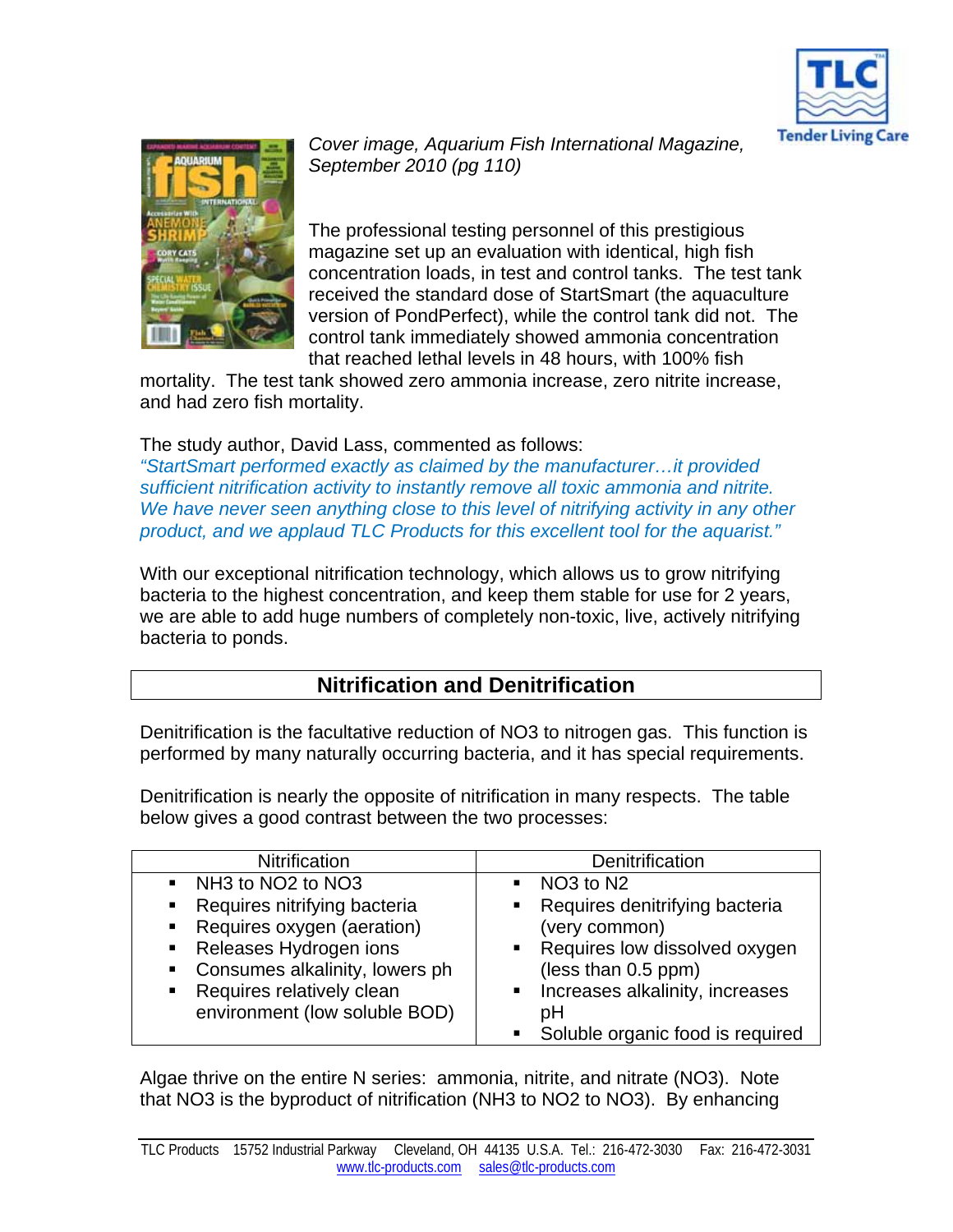*Cover image, Aquarium Fish International Magazine, September 2010 (pg 110)*

The professional testing personnel of this prestigious magazine set up an evaluation with identical, high fish concentration loads, in test and control tanks. The test tank received the standard dose of StartSmart (the aquaculture version of PondPerfect), while the control tank did not. The control tank immediately showed ammonia concentration that reached lethal levels in 48 hours, with 100% fish mortality. The test tank showed zero ammonia increase, zero nitrite increase, and had zero fish mortality.

The study author, David Lass, commented as follows:
*"StartSmart performed exactly as claimed by the manufacturer…it provided sufficient nitrification activity to instantly remove all toxic ammonia and nitrite. We have never seen anything close to this level of nitrifying activity in any other product, and we applaud TLC Products for this excellent tool for the aquarist."*

With our exceptional nitrification technology, which allows us to grow nitrifying bacteria to the highest concentration, and keep them stable for use for 2 years, we are able to add huge numbers of completely non-toxic, live, actively nitrifying bacteria to ponds.

## Nitrification and Denitrification

Denitrification is the facultative reduction of $NO_3$ to nitrogen gas. This function is performed by many naturally occurring bacteria, and it has special requirements.

Denitrification is nearly the opposite of nitrification in many respects. The table below gives a good contrast between the two processes:

| Nitrification | Denitrification |
|---|---|
| ▪ $NH_3$ to $NO_2$ to $NO_3$<br>▪ Requires nitrifying bacteria<br>▪ Requires oxygen (aeration)<br>▪ Releases Hydrogen ions<br>▪ Consumes alkalinity, lowers ph<br>▪ Requires relatively clean environment (low soluble BOD) | ▪ $NO_3$ to $N_2$<br>▪ Requires denitrifying bacteria (very common)<br>▪ Requires low dissolved oxygen (less than 0.5 ppm)<br>▪ Increases alkalinity, increases pH<br>▪ Soluble organic food is required |

Algae thrive on the entire N series: ammonia, nitrite, and nitrate ($NO_3$). Note that $NO_3$ is the byproduct of nitrification ($NH_3$ to $NO_2$ to $NO_3$). By enhancing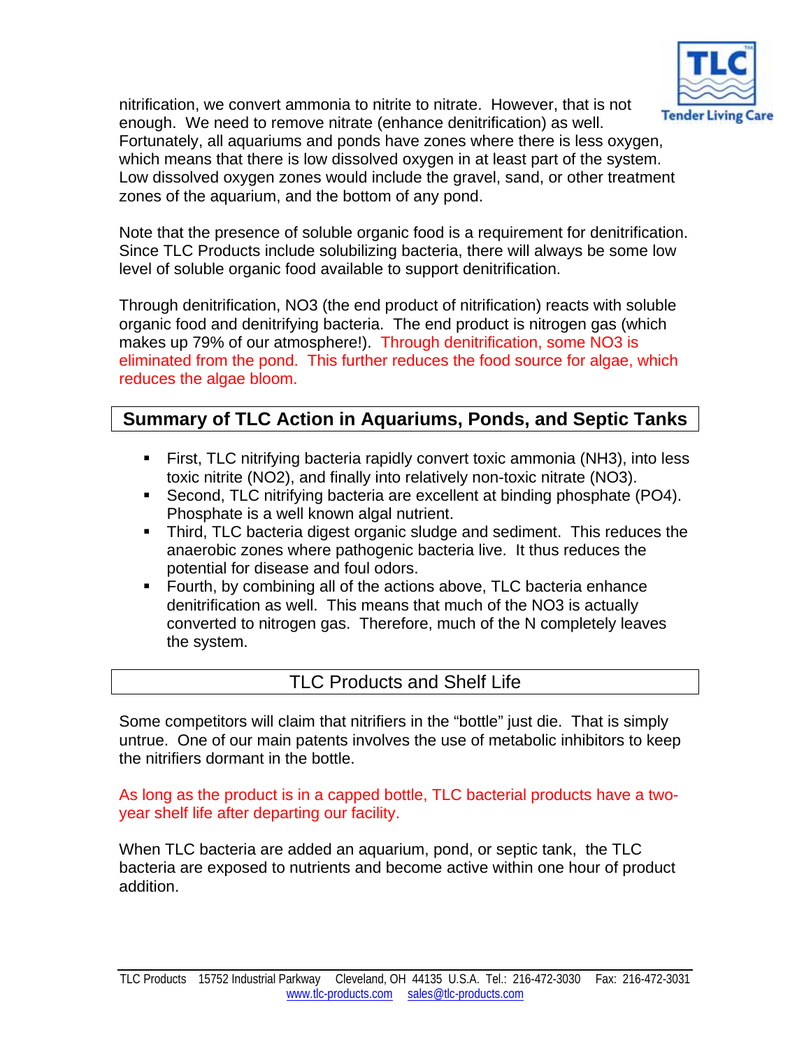nitrification, we convert ammonia to nitrite to nitrate. However, that is not enough. We need to remove nitrate (enhance denitrification) as well. Fortunately, all aquariums and ponds have zones where there is less oxygen, which means that there is low dissolved oxygen in at least part of the system. Low dissolved oxygen zones would include the gravel, sand, or other treatment zones of the aquarium, and the bottom of any pond.

Note that the presence of soluble organic food is a requirement for denitrification. Since TLC Products include solubilizing bacteria, there will always be some low level of soluble organic food available to support denitrification.

Through denitrification, NO3 (the end product of nitrification) reacts with soluble organic food and denitrifying bacteria. The end product is nitrogen gas (which makes up 79% of our atmosphere!). Through denitrification, some NO3 is eliminated from the pond. This further reduces the food source for algae, which reduces the algae bloom.

## Summary of TLC Action in Aquariums, Ponds, and Septic Tanks

- First, TLC nitrifying bacteria rapidly convert toxic ammonia (NH3), into less toxic nitrite (NO2), and finally into relatively non-toxic nitrate (NO3).
- Second, TLC nitrifying bacteria are excellent at binding phosphate (PO4). Phosphate is a well known algal nutrient.
- Third, TLC bacteria digest organic sludge and sediment. This reduces the anaerobic zones where pathogenic bacteria live. It thus reduces the potential for disease and foul odors.
- Fourth, by combining all of the actions above, TLC bacteria enhance denitrification as well. This means that much of the NO3 is actually converted to nitrogen gas. Therefore, much of the N completely leaves the system.

## TLC Products and Shelf Life

Some competitors will claim that nitrifiers in the "bottle" just die. That is simply untrue. One of our main patents involves the use of metabolic inhibitors to keep the nitrifiers dormant in the bottle.

As long as the product is in a capped bottle, TLC bacterial products have a two-year shelf life after departing our facility.

When TLC bacteria are added an aquarium, pond, or septic tank, the TLC bacteria are exposed to nutrients and become active within one hour of product addition.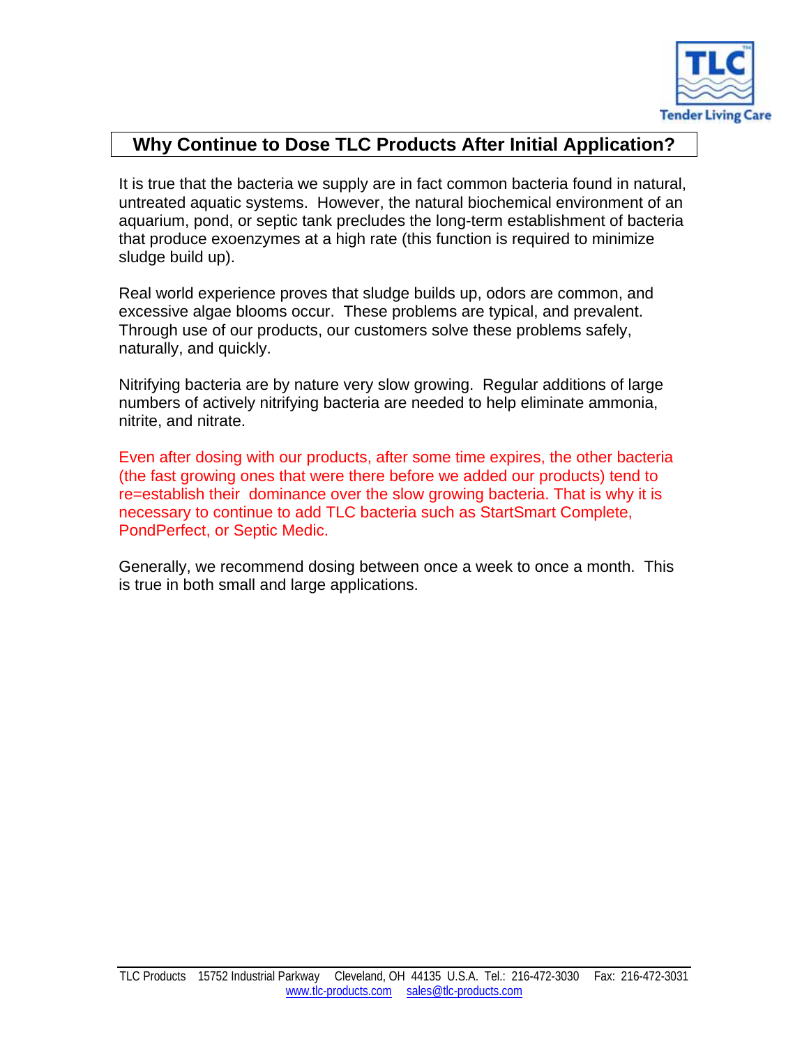## Why Continue to Dose TLC Products After Initial Application?

It is true that the bacteria we supply are in fact common bacteria found in natural, untreated aquatic systems. However, the natural biochemical environment of an aquarium, pond, or septic tank precludes the long-term establishment of bacteria that produce exoenzymes at a high rate (this function is required to minimize sludge build up).

Real world experience proves that sludge builds up, odors are common, and excessive algae blooms occur. These problems are typical, and prevalent. Through use of our products, our customers solve these problems safely, naturally, and quickly.

Nitrifying bacteria are by nature very slow growing. Regular additions of large numbers of actively nitrifying bacteria are needed to help eliminate ammonia, nitrite, and nitrate.

Even after dosing with our products, after some time expires, the other bacteria (the fast growing ones that were there before we added our products) tend to re=establish their dominance over the slow growing bacteria. That is why it is necessary to continue to add TLC bacteria such as StartSmart Complete, PondPerfect, or Septic Medic.

Generally, we recommend dosing between once a week to once a month. This is true in both small and large applications.

TLC Products 15752 Industrial Parkway Cleveland, OH 44135 U.S.A. Tel.: 216-472-3030 Fax: 216-472-3031
www.tlc-products.com sales@tlc-products.com